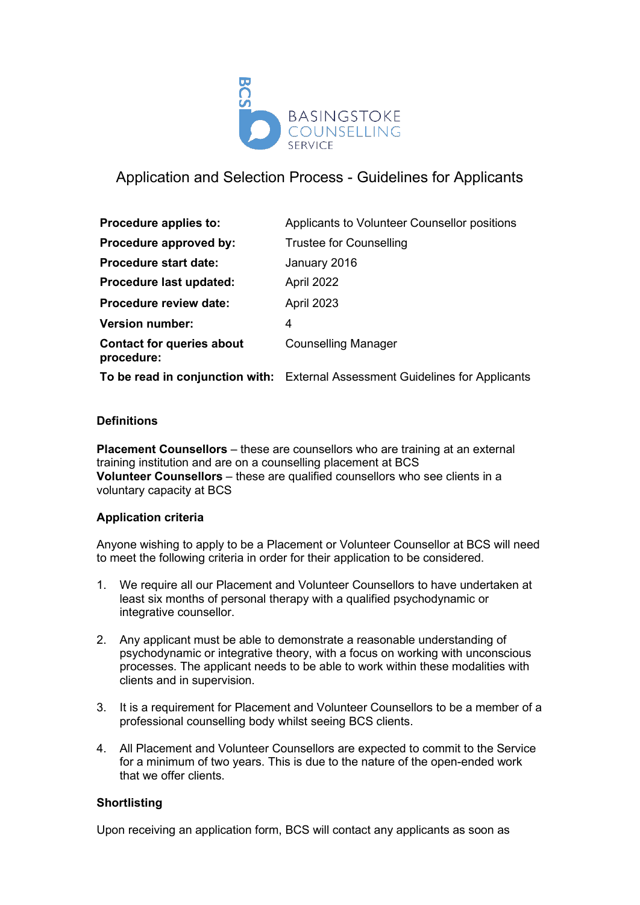BASINGSTOKE COUNSELLING SERVICE

# Application and Selection Process - Guidelines for Applicants

| | |
|---|---|
| **Procedure applies to:** | Applicants to Volunteer Counsellor positions |
| **Procedure approved by:** | Trustee for Counselling |
| **Procedure start date:** | January 2016 |
| **Procedure last updated:** | April 2022 |
| **Procedure review date:** | April 2023 |
| **Version number:** | 4 |
| **Contact for queries about procedure:** | Counselling Manager |
| **To be read in conjunction with:** | External Assessment Guidelines for Applicants |

### Definitions

**Placement Counsellors** – these are counsellors who are training at an external training institution and are on a counselling placement at BCS
**Volunteer Counsellors** – these are qualified counsellors who see clients in a voluntary capacity at BCS

### Application criteria

Anyone wishing to apply to be a Placement or Volunteer Counsellor at BCS will need to meet the following criteria in order for their application to be considered.

1. We require all our Placement and Volunteer Counsellors to have undertaken at least six months of personal therapy with a qualified psychodynamic or integrative counsellor.

2. Any applicant must be able to demonstrate a reasonable understanding of psychodynamic or integrative theory, with a focus on working with unconscious processes. The applicant needs to be able to work within these modalities with clients and in supervision.

3. It is a requirement for Placement and Volunteer Counsellors to be a member of a professional counselling body whilst seeing BCS clients.

4. All Placement and Volunteer Counsellors are expected to commit to the Service for a minimum of two years. This is due to the nature of the open-ended work that we offer clients.

### Shortlisting

Upon receiving an application form, BCS will contact any applicants as soon as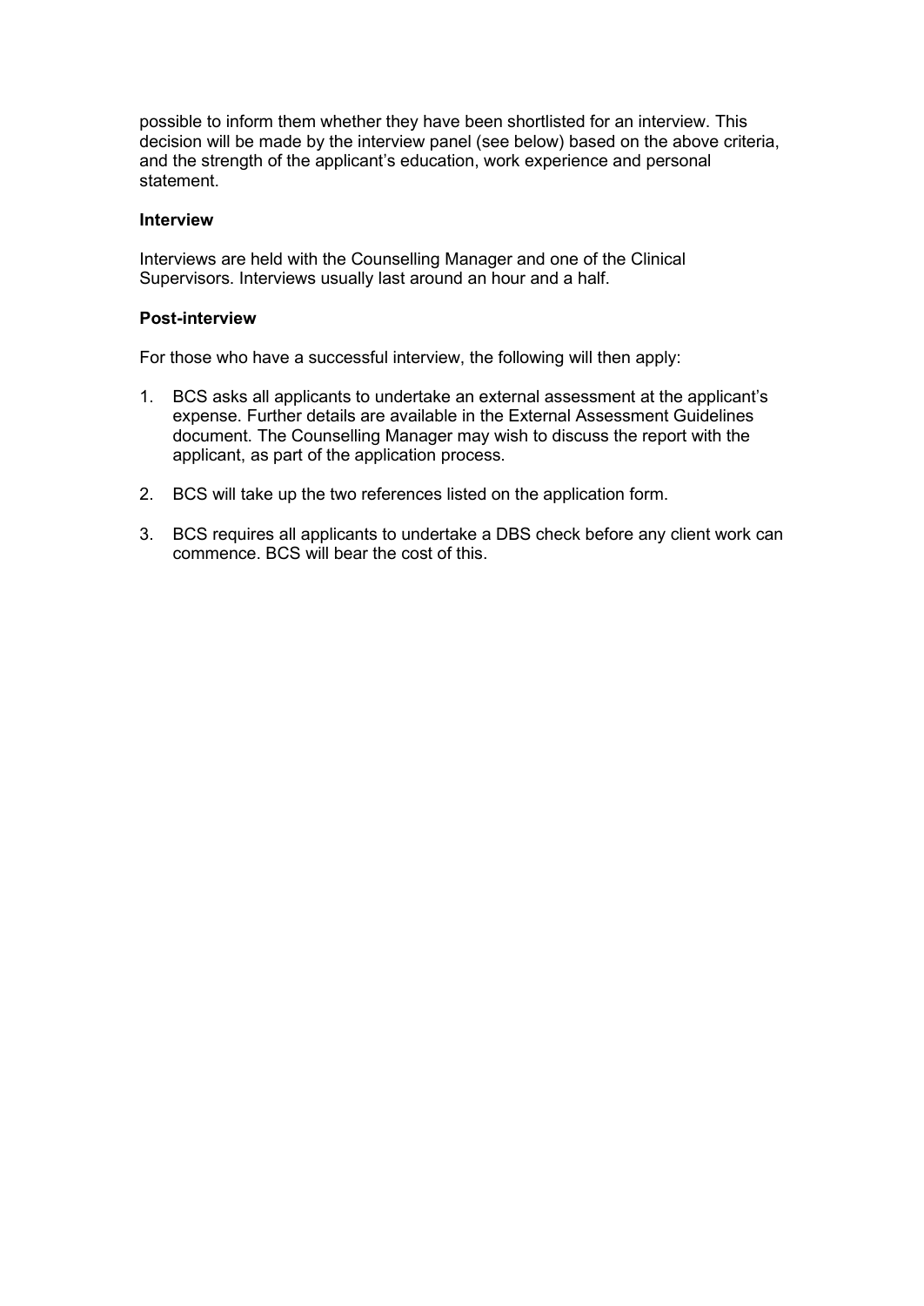possible to inform them whether they have been shortlisted for an interview. This decision will be made by the interview panel (see below) based on the above criteria, and the strength of the applicant's education, work experience and personal statement.

**Interview**

Interviews are held with the Counselling Manager and one of the Clinical Supervisors. Interviews usually last around an hour and a half.

**Post-interview**

For those who have a successful interview, the following will then apply:

1. BCS asks all applicants to undertake an external assessment at the applicant's expense. Further details are available in the External Assessment Guidelines document. The Counselling Manager may wish to discuss the report with the applicant, as part of the application process.

2. BCS will take up the two references listed on the application form.

3. BCS requires all applicants to undertake a DBS check before any client work can commence. BCS will bear the cost of this.